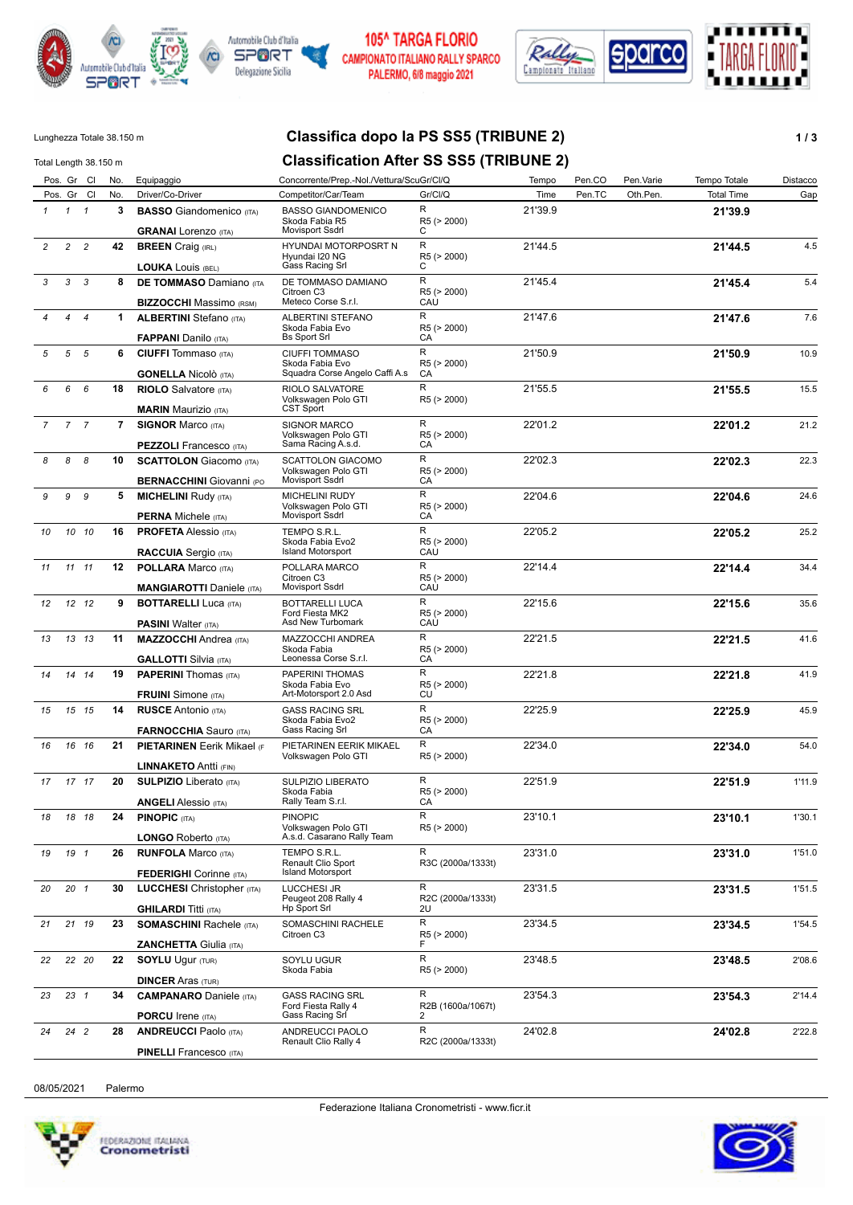105^ TARGA FLORIO
CAMPIONATO ITALIANO RALLY SPARCO
PALERMO, 6/8 maggio 2021

Lunghezza Totale 38.150 m

Total Length 38.150 m

# Classifica dopo la PS SS5 (TRIBUNE 2)

# Classification After SS SS5 (TRIBUNE 2)

| Pos. | Gr | Cl | No. | Equipaggio / Driver/Co-Driver | Concorrente/Prep.-Nol./Vettura/ScuGr / Competitor/Car/Team | Gr/Cl/Q | Tempo / Time | Pen.CO / Pen.TC | Pen.Varie / Oth.Pen. | Tempo Totale / Total Time | Distacco / Gap |
|---|---|---|---|---|---|---|---|---|---|---|---|
| 1 | 1 | 1 | 3 | **BASSO** Giandomenico (ITA) / **GRANAI** Lorenzo (ITA) | BASSO GIANDOMENICO / Skoda Fabia R5 / Movisport Ssdrl | R / R5 (> 2000) / C | 21'39.9 | | | **21'39.9** | |
| 2 | 2 | 2 | 42 | **BREEN** Craig (IRL) / **LOUKA** Louis (BEL) | HYUNDAI MOTORPOSRT N / Hyundai I20 NG / Gass Racing Srl | R / R5 (> 2000) / C | 21'44.5 | | | **21'44.5** | 4.5 |
| 3 | 3 | 3 | 8 | **DE TOMMASO** Damiano (ITA / **BIZZOCCHI** Massimo (RSM) | DE TOMMASO DAMIANO / Citroen C3 / Meteco Corse S.r.l. | R / R5 (> 2000) / CAU | 21'45.4 | | | **21'45.4** | 5.4 |
| 4 | 4 | 4 | 1 | **ALBERTINI** Stefano (ITA) / **FAPPANI** Danilo (ITA) | ALBERTINI STEFANO / Skoda Fabia Evo / Bs Sport Srl | R / R5 (> 2000) / CA | 21'47.6 | | | **21'47.6** | 7.6 |
| 5 | 5 | 5 | 6 | **CIUFFI** Tommaso (ITA) / **GONELLA** Nicolò (ITA) | CIUFFI TOMMASO / Skoda Fabia Evo / Squadra Corse Angelo Caffi A.s | R / R5 (> 2000) / CA | 21'50.9 | | | **21'50.9** | 10.9 |
| 6 | 6 | 6 | 18 | **RIOLO** Salvatore (ITA) / **MARIN** Maurizio (ITA) | RIOLO SALVATORE / Volkswagen Polo GTI / CST Sport | R / R5 (> 2000) | 21'55.5 | | | **21'55.5** | 15.5 |
| 7 | 7 | 7 | 7 | **SIGNOR** Marco (ITA) / **PEZZOLI** Francesco (ITA) | SIGNOR MARCO / Volkswagen Polo GTI / Sama Racing A.s.d. | R / R5 (> 2000) / CA | 22'01.2 | | | **22'01.2** | 21.2 |
| 8 | 8 | 8 | 10 | **SCATTOLON** Giacomo (ITA) / **BERNACCHINI** Giovanni (PO | SCATTOLON GIACOMO / Volkswagen Polo GTI / Movisport Ssdrl | R / R5 (> 2000) / CA | 22'02.3 | | | **22'02.3** | 22.3 |
| 9 | 9 | 9 | 5 | **MICHELINI** Rudy (ITA) / **PERNA** Michele (ITA) | MICHELINI RUDY / Volkswagen Polo GTI / Movisport Ssdrl | R / R5 (> 2000) / CA | 22'04.6 | | | **22'04.6** | 24.6 |
| 10 | 10 | 10 | 16 | **PROFETA** Alessio (ITA) / **RACCUIA** Sergio (ITA) | TEMPO S.R.L. / Skoda Fabia Evo2 / Island Motorsport | R / R5 (> 2000) / CAU | 22'05.2 | | | **22'05.2** | 25.2 |
| 11 | 11 | 11 | 12 | **POLLARA** Marco (ITA) / **MANGIAROTTI** Daniele (ITA) | POLLARA MARCO / Citroen C3 / Movisport Ssdrl | R / R5 (> 2000) / CAU | 22'14.4 | | | **22'14.4** | 34.4 |
| 12 | 12 | 12 | 9 | **BOTTARELLI** Luca (ITA) / **PASINI** Walter (ITA) | BOTTARELLI LUCA / Ford Fiesta MK2 / Asd New Turbomark | R / R5 (> 2000) / CAU | 22'15.6 | | | **22'15.6** | 35.6 |
| 13 | 13 | 13 | 11 | **MAZZOCCHI** Andrea (ITA) / **GALLOTTI** Silvia (ITA) | MAZZOCCHI ANDREA / Skoda Fabia / Leonessa Corse S.r.l. | R / R5 (> 2000) / CA | 22'21.5 | | | **22'21.5** | 41.6 |
| 14 | 14 | 14 | 19 | **PAPERINI** Thomas (ITA) / **FRUINI** Simone (ITA) | PAPERINI THOMAS / Skoda Fabia Evo / Art-Motorsport 2.0 Asd | R / R5 (> 2000) / CU | 22'21.8 | | | **22'21.8** | 41.9 |
| 15 | 15 | 15 | 14 | **RUSCE** Antonio (ITA) / **FARNOCCHIA** Sauro (ITA) | GASS RACING SRL / Skoda Fabia Evo2 / Gass Racing Srl | R / R5 (> 2000) / CA | 22'25.9 | | | **22'25.9** | 45.9 |
| 16 | 16 | 16 | 21 | **PIETARINEN** Eerik Mikael (F / **LINNAKETO** Antti (FIN) | PIETARINEN EERIK MIKAEL / Volkswagen Polo GTI | R / R5 (> 2000) | 22'34.0 | | | **22'34.0** | 54.0 |
| 17 | 17 | 17 | 20 | **SULPIZIO** Liberato (ITA) / **ANGELI** Alessio (ITA) | SULPIZIO LIBERATO / Skoda Fabia / Rally Team S.r.l. | R / R5 (> 2000) / CA | 22'51.9 | | | **22'51.9** | 1'11.9 |
| 18 | 18 | 18 | 24 | **PINOPIC** (ITA) / **LONGO** Roberto (ITA) | PINOPIC / Volkswagen Polo GTI / A.s.d. Casarano Rally Team | R / R5 (> 2000) | 23'10.1 | | | **23'10.1** | 1'30.1 |
| 19 | 19 | 1 | 26 | **RUNFOLA** Marco (ITA) / **FEDERIGHI** Corinne (ITA) | TEMPO S.R.L. / Renault Clio Sport / Island Motorsport | R / R3C (2000a/1333t) | 23'31.0 | | | **23'31.0** | 1'51.0 |
| 20 | 20 | 1 | 30 | **LUCCHESI** Christopher (ITA) / **GHILARDI** Titti (ITA) | LUCCHESI JR / Peugeot 208 Rally 4 / Hp Sport Srl | R / R2C (2000a/1333t) / 2U | 23'31.5 | | | **23'31.5** | 1'51.5 |
| 21 | 21 | 19 | 23 | **SOMASCHINI** Rachele (ITA) / **ZANCHETTA** Giulia (ITA) | SOMASCHINI RACHELE / Citroen C3 | R / R5 (> 2000) / F | 23'34.5 | | | **23'34.5** | 1'54.5 |
| 22 | 22 | 20 | 22 | **SOYLU** Ugur (TUR) / **DINCER** Aras (TUR) | SOYLU UGUR / Skoda Fabia | R / R5 (> 2000) | 23'48.5 | | | **23'48.5** | 2'08.6 |
| 23 | 23 | 1 | 34 | **CAMPANARO** Daniele (ITA) / **PORCU** Irene (ITA) | GASS RACING SRL / Ford Fiesta Rally 4 / Gass Racing Srl | R / R2B (1600a/1067t) / 2 | 23'54.3 | | | **23'54.3** | 2'14.4 |
| 24 | 24 | 2 | 28 | **ANDREUCCI** Paolo (ITA) / **PINELLI** Francesco (ITA) | ANDREUCCI PAOLO / Renault Clio Rally 4 | R / R2C (2000a/1333t) | 24'02.8 | | | **24'02.8** | 2'22.8 |

08/05/2021 Palermo

Federazione Italiana Cronometristi - www.ficr.it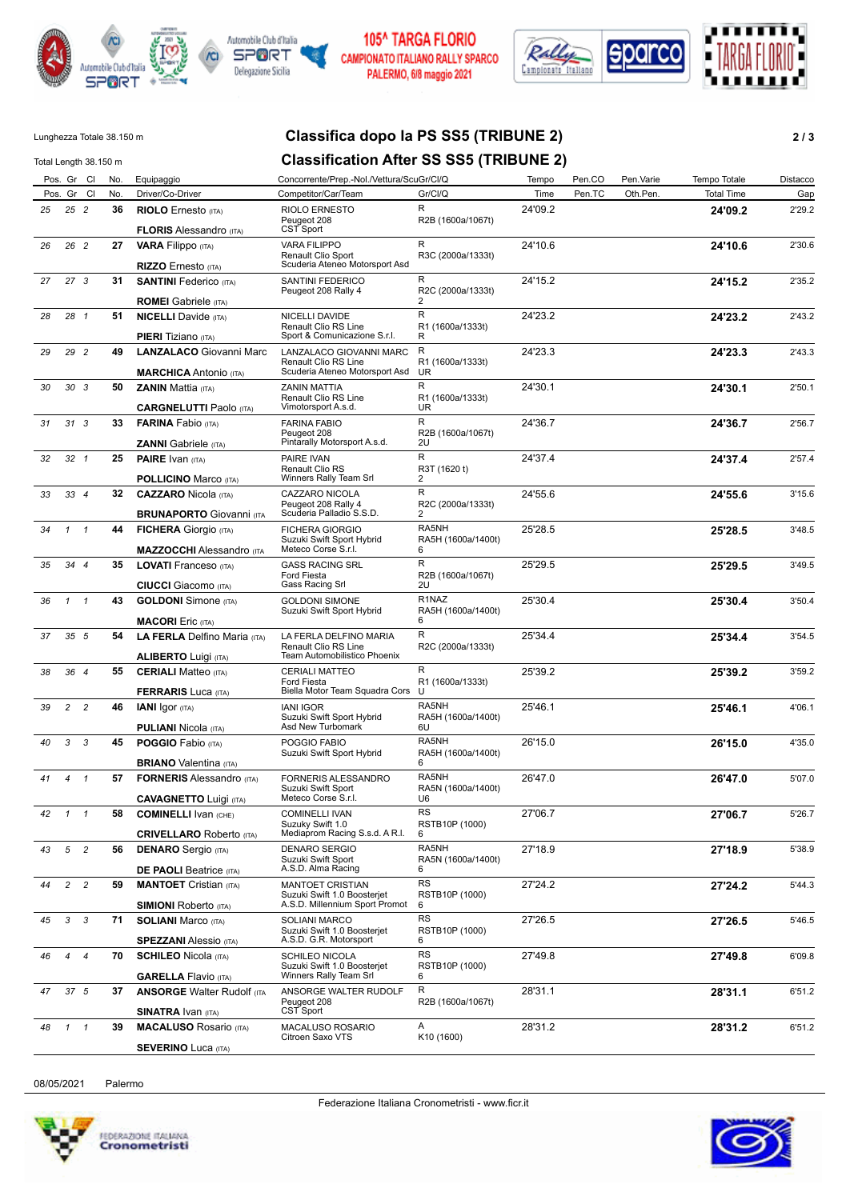105^ TARGA FLORIO
CAMPIONATO ITALIANO RALLY SPARCO
PALERMO, 6/8 maggio 2021

Lunghezza Totale 38.150 m

Total Length 38.150 m

# Classifica dopo la PS SS5 (TRIBUNE 2)

# Classification After SS SS5 (TRIBUNE 2)

| Pos. | Gr | Cl | No. | Equipaggio / Driver/Co-Driver | Concorrente/Prep.-Nol./Vettura / Competitor/Car/Team | Gr/Cl/Q | Tempo / Time | Pen.CO / Pen.TC | Pen.Varie / Oth.Pen. | Tempo Totale / Total Time | Distacco / Gap |
|---|---|---|---|---|---|---|---|---|---|---|---|
| 25 | 25 | 2 | 36 | **RIOLO** Ernesto (ITA) / **FLORIS** Alessandro (ITA) | RIOLO ERNESTO / Peugeot 208 / CST Sport | R / R2B (1600a/1067t) | 24'09.2 | | | **24'09.2** | 2'29.2 |
| 26 | 26 | 2 | 27 | **VARA** Filippo (ITA) / **RIZZO** Ernesto (ITA) | VARA FILIPPO / Renault Clio Sport / Scuderia Ateneo Motorsport Asd | R / R3C (2000a/1333t) | 24'10.6 | | | **24'10.6** | 2'30.6 |
| 27 | 27 | 3 | 31 | **SANTINI** Federico (ITA) / **ROMEI** Gabriele (ITA) | SANTINI FEDERICO / Peugeot 208 Rally 4 | R / R2C (2000a/1333t) / 2 | 24'15.2 | | | **24'15.2** | 2'35.2 |
| 28 | 28 | 1 | 51 | **NICELLI** Davide (ITA) / **PIERI** Tiziano (ITA) | NICELLI DAVIDE / Renault Clio RS Line / Sport & Comunicazione S.r.l. | R / R1 (1600a/1333t) / R | 24'23.2 | | | **24'23.2** | 2'43.2 |
| 29 | 29 | 2 | 49 | **LANZALACO** Giovanni Marc / **MARCHICA** Antonio (ITA) | LANZALACO GIOVANNI MARC / Renault Clio RS Line / Scuderia Ateneo Motorsport Asd | R / R1 (1600a/1333t) / UR | 24'23.3 | | | **24'23.3** | 2'43.3 |
| 30 | 30 | 3 | 50 | **ZANIN** Mattia (ITA) / **CARGNELUTTI** Paolo (ITA) | ZANIN MATTIA / Renault Clio RS Line / Vimotorsport A.s.d. | R / R1 (1600a/1333t) / UR | 24'30.1 | | | **24'30.1** | 2'50.1 |
| 31 | 31 | 3 | 33 | **FARINA** Fabio (ITA) / **ZANNI** Gabriele (ITA) | FARINA FABIO / Peugeot 208 / Pintarally Motorsport A.s.d. | R / R2B (1600a/1067t) / 2U | 24'36.7 | | | **24'36.7** | 2'56.7 |
| 32 | 32 | 1 | 25 | **PAIRE** Ivan (ITA) / **POLLICINO** Marco (ITA) | PAIRE IVAN / Renault Clio RS / Winners Rally Team Srl | R / R3T (1620 t) / 2 | 24'37.4 | | | **24'37.4** | 2'57.4 |
| 33 | 33 | 4 | 32 | **CAZZARO** Nicola (ITA) / **BRUNAPORTO** Giovanni (ITA) | CAZZARO NICOLA / Peugeot 208 Rally 4 / Scuderia Palladio S.S.D. | R / R2C (2000a/1333t) / 2 | 24'55.6 | | | **24'55.6** | 3'15.6 |
| 34 | 1 | 1 | 44 | **FICHERA** Giorgio (ITA) / **MAZZOCCHI** Alessandro (ITA) | FICHERA GIORGIO / Suzuki Swift Sport Hybrid / Meteco Corse S.r.l. | RA5NH / RA5H (1600a/1400t) / 6 | 25'28.5 | | | **25'28.5** | 3'48.5 |
| 35 | 34 | 4 | 35 | **LOVATI** Franceso (ITA) / **CIUCCI** Giacomo (ITA) | GASS RACING SRL / Ford Fiesta / Gass Racing Srl | R / R2B (1600a/1067t) / 2U | 25'29.5 | | | **25'29.5** | 3'49.5 |
| 36 | 1 | 1 | 43 | **GOLDONI** Simone (ITA) / **MACORI** Eric (ITA) | GOLDONI SIMONE / Suzuki Swift Sport Hybrid | R1NAZ / RA5H (1600a/1400t) / 6 | 25'30.4 | | | **25'30.4** | 3'50.4 |
| 37 | 35 | 5 | 54 | **LA FERLA** Delfino Maria (ITA) / **ALIBERTO** Luigi (ITA) | LA FERLA DELFINO MARIA / Renault Clio RS Line / Team Automobilistico Phoenix | R / R2C (2000a/1333t) | 25'34.4 | | | **25'34.4** | 3'54.5 |
| 38 | 36 | 4 | 55 | **CERIALI** Matteo (ITA) / **FERRARIS** Luca (ITA) | CERIALI MATTEO / Ford Fiesta / Biella Motor Team Squadra Cors | R / R1 (1600a/1333t) / U | 25'39.2 | | | **25'39.2** | 3'59.2 |
| 39 | 2 | 2 | 46 | **IANI** Igor (ITA) / **PULIANI** Nicola (ITA) | IANI IGOR / Suzuki Swift Sport Hybrid / Asd New Turbomark | RA5NH / RA5H (1600a/1400t) / 6U | 25'46.1 | | | **25'46.1** | 4'06.1 |
| 40 | 3 | 3 | 45 | **POGGIO** Fabio (ITA) / **BRIANO** Valentina (ITA) | POGGIO FABIO / Suzuki Swift Sport Hybrid | RA5NH / RA5H (1600a/1400t) / 6 | 26'15.0 | | | **26'15.0** | 4'35.0 |
| 41 | 4 | 1 | 57 | **FORNERIS** Alessandro (ITA) / **CAVAGNETTO** Luigi (ITA) | FORNERIS ALESSANDRO / Suzuki Swift Sport / Meteco Corse S.r.l. | RA5NH / RA5N (1600a/1400t) / U6 | 26'47.0 | | | **26'47.0** | 5'07.0 |
| 42 | 1 | 1 | 58 | **COMINELLI** Ivan (CHE) / **CRIVELLARO** Roberto (ITA) | COMINELLI IVAN / Suzuky Swift 1.0 / Mediaprom Racing S.s.d. A R.l. | RS / RSTB10P (1000) / 6 | 27'06.7 | | | **27'06.7** | 5'26.7 |
| 43 | 5 | 2 | 56 | **DENARO** Sergio (ITA) / **DE PAOLI** Beatrice (ITA) | DENARO SERGIO / Suzuki Swift Sport / A.S.D. Alma Racing | RA5NH / RA5N (1600a/1400t) / 6 | 27'18.9 | | | **27'18.9** | 5'38.9 |
| 44 | 2 | 2 | 59 | **MANTOET** Cristian (ITA) / **SIMIONI** Roberto (ITA) | MANTOET CRISTIAN / Suzuki Swift 1.0 Boosterjet / A.S.D. Millennium Sport Promot | RS / RSTB10P (1000) / 6 | 27'24.2 | | | **27'24.2** | 5'44.3 |
| 45 | 3 | 3 | 71 | **SOLIANI** Marco (ITA) / **SPEZZANI** Alessio (ITA) | SOLIANI MARCO / Suzuki Swift 1.0 Boosterjet / A.S.D. G.R. Motorsport | RS / RSTB10P (1000) / 6 | 27'26.5 | | | **27'26.5** | 5'46.5 |
| 46 | 4 | 4 | 70 | **SCHILEO** Nicola (ITA) / **GARELLA** Flavio (ITA) | SCHILEO NICOLA / Suzuki Swift 1.0 Boosterjet / Winners Rally Team Srl | RS / RSTB10P (1000) / 6 | 27'49.8 | | | **27'49.8** | 6'09.8 |
| 47 | 37 | 5 | 37 | **ANSORGE** Walter Rudolf (ITA) / **SINATRA** Ivan (ITA) | ANSORGE WALTER RUDOLF / Peugeot 208 / CST Sport | R / R2B (1600a/1067t) | 28'31.1 | | | **28'31.1** | 6'51.2 |
| 48 | 1 | 1 | 39 | **MACALUSO** Rosario (ITA) / **SEVERINO** Luca (ITA) | MACALUSO ROSARIO / Citroen Saxo VTS | A / K10 (1600) | 28'31.2 | | | **28'31.2** | 6'51.2 |

08/05/2021 Palermo

Federazione Italiana Cronometristi - www.ficr.it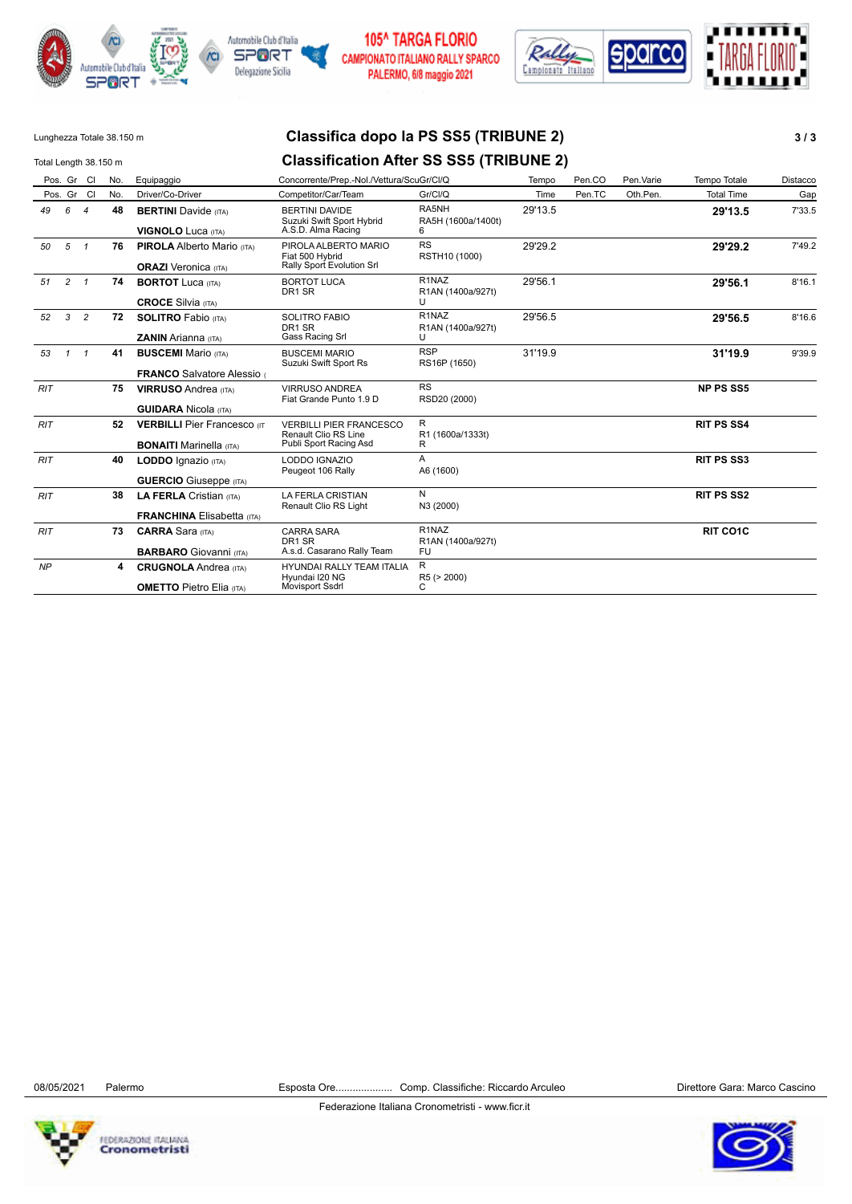105^ TARGA FLORIO
CAMPIONATO ITALIANO RALLY SPARCO
PALERMO, 6/8 maggio 2021

Lunghezza Totale 38.150 m

Total Length 38.150 m

## Classifica dopo la PS SS5 (TRIBUNE 2)

## Classification After SS SS5 (TRIBUNE 2)

| Pos. | Gr | Cl | No. | Equipaggio / Driver/Co-Driver | Concorrente/Prep.-Nol./Vettura/ScuGr / Competitor/Car/Team | Gr/Cl/Q | Tempo / Time | Pen.CO / Pen.TC | Pen.Varie / Oth.Pen. | Tempo Totale / Total Time | Distacco / Gap |
|---|---|---|---|---|---|---|---|---|---|---|---|
| 49 | 6 | 4 | 48 | **BERTINI** Davide (ITA) / **VIGNOLO** Luca (ITA) | BERTINI DAVIDE / Suzuki Swift Sport Hybrid / A.S.D. Alma Racing | RA5NH / RA5H (1600a/1400t) / 6 | 29'13.5 | | | **29'13.5** | 7'33.5 |
| 50 | 5 | 1 | 76 | **PIROLA** Alberto Mario (ITA) / **ORAZI** Veronica (ITA) | PIROLA ALBERTO MARIO / Fiat 500 Hybrid / Rally Sport Evolution Srl | RS / RSTH10 (1000) | 29'29.2 | | | **29'29.2** | 7'49.2 |
| 51 | 2 | 1 | 74 | **BORTOT** Luca (ITA) / **CROCE** Silvia (ITA) | BORTOT LUCA / DR1 SR | R1NAZ / R1AN (1400a/927t) / U | 29'56.1 | | | **29'56.1** | 8'16.1 |
| 52 | 3 | 2 | 72 | **SOLITRO** Fabio (ITA) / **ZANIN** Arianna (ITA) | SOLITRO FABIO / DR1 SR / Gass Racing Srl | R1NAZ / R1AN (1400a/927t) / U | 29'56.5 | | | **29'56.5** | 8'16.6 |
| 53 | 1 | 1 | 41 | **BUSCEMI** Mario (ITA) / **FRANCO** Salvatore Alessio ( | BUSCEMI MARIO / Suzuki Swift Sport Rs | RSP / RS16P (1650) | 31'19.9 | | | **31'19.9** | 9'39.9 |
| RIT | | | 75 | **VIRRUSO** Andrea (ITA) / **GUIDARA** Nicola (ITA) | VIRRUSO ANDREA / Fiat Grande Punto 1.9 D | RS / RSD20 (2000) | | | | **NP PS SS5** | |
| RIT | | | 52 | **VERBILLI** Pier Francesco (IT / **BONAITI** Marinella (ITA) | VERBILLI PIER FRANCESCO / Renault Clio RS Line / Publi Sport Racing Asd | R / R1 (1600a/1333t) / R | | | | **RIT PS SS4** | |
| RIT | | | 40 | **LODDO** Ignazio (ITA) / **GUERCIO** Giuseppe (ITA) | LODDO IGNAZIO / Peugeot 106 Rally | A / A6 (1600) | | | | **RIT PS SS3** | |
| RIT | | | 38 | **LA FERLA** Cristian (ITA) / **FRANCHINA** Elisabetta (ITA) | LA FERLA CRISTIAN / Renault Clio RS Light | N / N3 (2000) | | | | **RIT PS SS2** | |
| RIT | | | 73 | **CARRA** Sara (ITA) / **BARBARO** Giovanni (ITA) | CARRA SARA / DR1 SR / A.s.d. Casarano Rally Team | R1NAZ / R1AN (1400a/927t) / FU | | | | **RIT CO1C** | |
| NP | | | 4 | **CRUGNOLA** Andrea (ITA) / **OMETTO** Pietro Elia (ITA) | HYUNDAI RALLY TEAM ITALIA / Hyundai I20 NG / Movisport Ssdrl | R / R5 (> 2000) / C | | | | | |

08/05/2021 Palermo | Esposta Ore.................... Comp. Classifiche: Riccardo Arculeo | Direttore Gara: Marco Cascino

Federazione Italiana Cronometristi - www.ficr.it